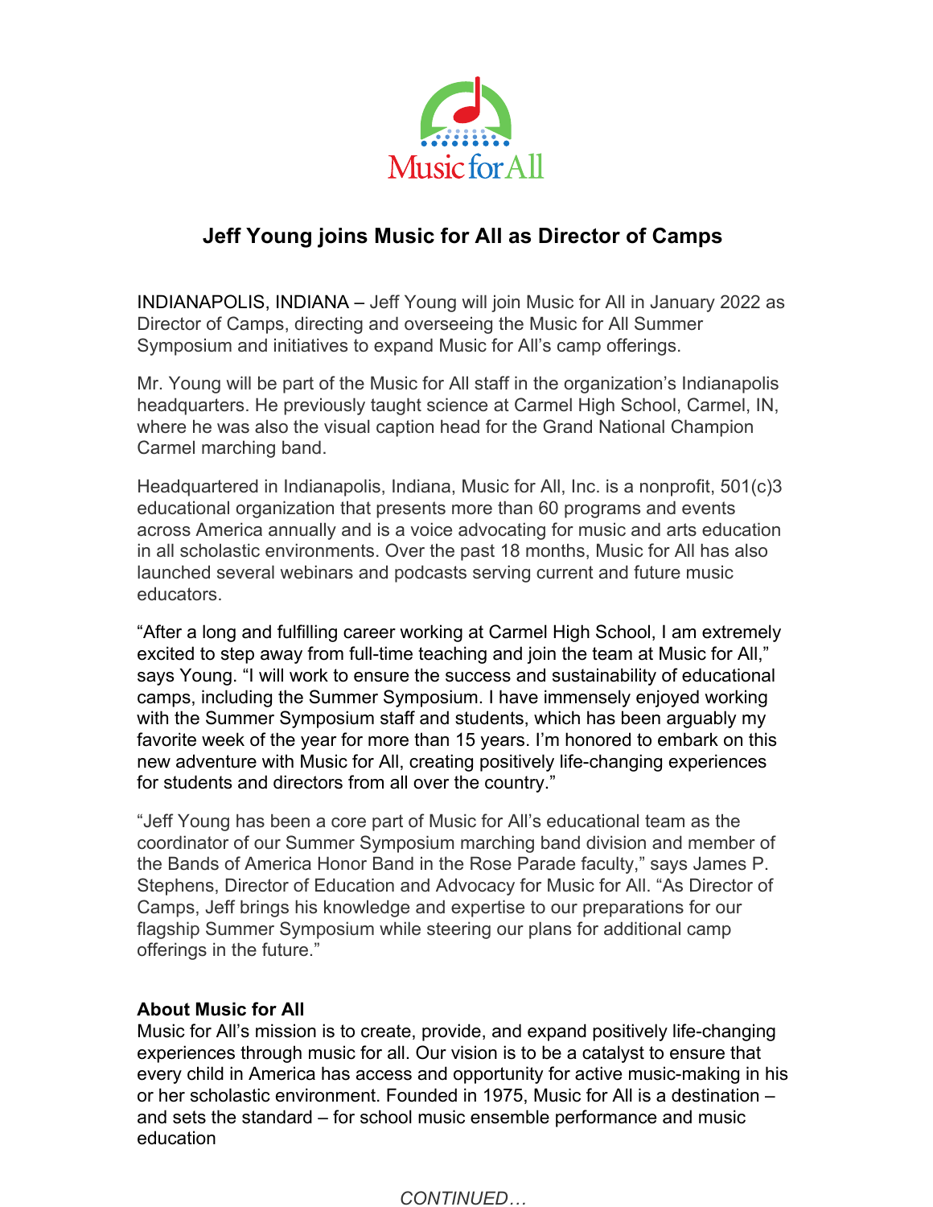Music for All

# Jeff Young joins Music for All as Director of Camps

INDIANAPOLIS, INDIANA – Jeff Young will join Music for All in January 2022 as Director of Camps, directing and overseeing the Music for All Summer Symposium and initiatives to expand Music for All's camp offerings.

Mr. Young will be part of the Music for All staff in the organization's Indianapolis headquarters. He previously taught science at Carmel High School, Carmel, IN, where he was also the visual caption head for the Grand National Champion Carmel marching band.

Headquartered in Indianapolis, Indiana, Music for All, Inc. is a nonprofit, 501(c)3 educational organization that presents more than 60 programs and events across America annually and is a voice advocating for music and arts education in all scholastic environments. Over the past 18 months, Music for All has also launched several webinars and podcasts serving current and future music educators.

"After a long and fulfilling career working at Carmel High School, I am extremely excited to step away from full-time teaching and join the team at Music for All," says Young. "I will work to ensure the success and sustainability of educational camps, including the Summer Symposium. I have immensely enjoyed working with the Summer Symposium staff and students, which has been arguably my favorite week of the year for more than 15 years. I'm honored to embark on this new adventure with Music for All, creating positively life-changing experiences for students and directors from all over the country."

"Jeff Young has been a core part of Music for All's educational team as the coordinator of our Summer Symposium marching band division and member of the Bands of America Honor Band in the Rose Parade faculty," says James P. Stephens, Director of Education and Advocacy for Music for All. "As Director of Camps, Jeff brings his knowledge and expertise to our preparations for our flagship Summer Symposium while steering our plans for additional camp offerings in the future."

**About Music for All**
Music for All's mission is to create, provide, and expand positively life-changing experiences through music for all. Our vision is to be a catalyst to ensure that every child in America has access and opportunity for active music-making in his or her scholastic environment. Founded in 1975, Music for All is a destination – and sets the standard – for school music ensemble performance and music education

*CONTINUED…*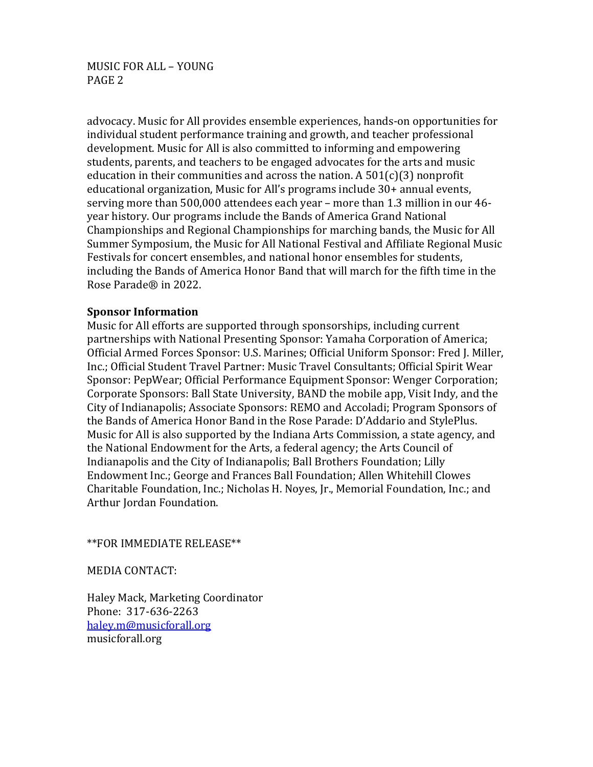advocacy. Music for All provides ensemble experiences, hands-on opportunities for individual student performance training and growth, and teacher professional development. Music for All is also committed to informing and empowering students, parents, and teachers to be engaged advocates for the arts and music education in their communities and across the nation. A 501(c)(3) nonprofit educational organization, Music for All's programs include 30+ annual events, serving more than 500,000 attendees each year – more than 1.3 million in our 46-year history. Our programs include the Bands of America Grand National Championships and Regional Championships for marching bands, the Music for All Summer Symposium, the Music for All National Festival and Affiliate Regional Music Festivals for concert ensembles, and national honor ensembles for students, including the Bands of America Honor Band that will march for the fifth time in the Rose Parade® in 2022.

**Sponsor Information**

Music for All efforts are supported through sponsorships, including current partnerships with National Presenting Sponsor: Yamaha Corporation of America; Official Armed Forces Sponsor: U.S. Marines; Official Uniform Sponsor: Fred J. Miller, Inc.; Official Student Travel Partner: Music Travel Consultants; Official Spirit Wear Sponsor: PepWear; Official Performance Equipment Sponsor: Wenger Corporation; Corporate Sponsors: Ball State University, BAND the mobile app, Visit Indy, and the City of Indianapolis; Associate Sponsors: REMO and Accoladi; Program Sponsors of the Bands of America Honor Band in the Rose Parade: D'Addario and StylePlus. Music for All is also supported by the Indiana Arts Commission, a state agency, and the National Endowment for the Arts, a federal agency; the Arts Council of Indianapolis and the City of Indianapolis; Ball Brothers Foundation; Lilly Endowment Inc.; George and Frances Ball Foundation; Allen Whitehill Clowes Charitable Foundation, Inc.; Nicholas H. Noyes, Jr., Memorial Foundation, Inc.; and Arthur Jordan Foundation.

**FOR IMMEDIATE RELEASE**

MEDIA CONTACT:

Haley Mack, Marketing Coordinator
Phone: 317-636-2263
haley.m@musicforall.org
musicforall.org